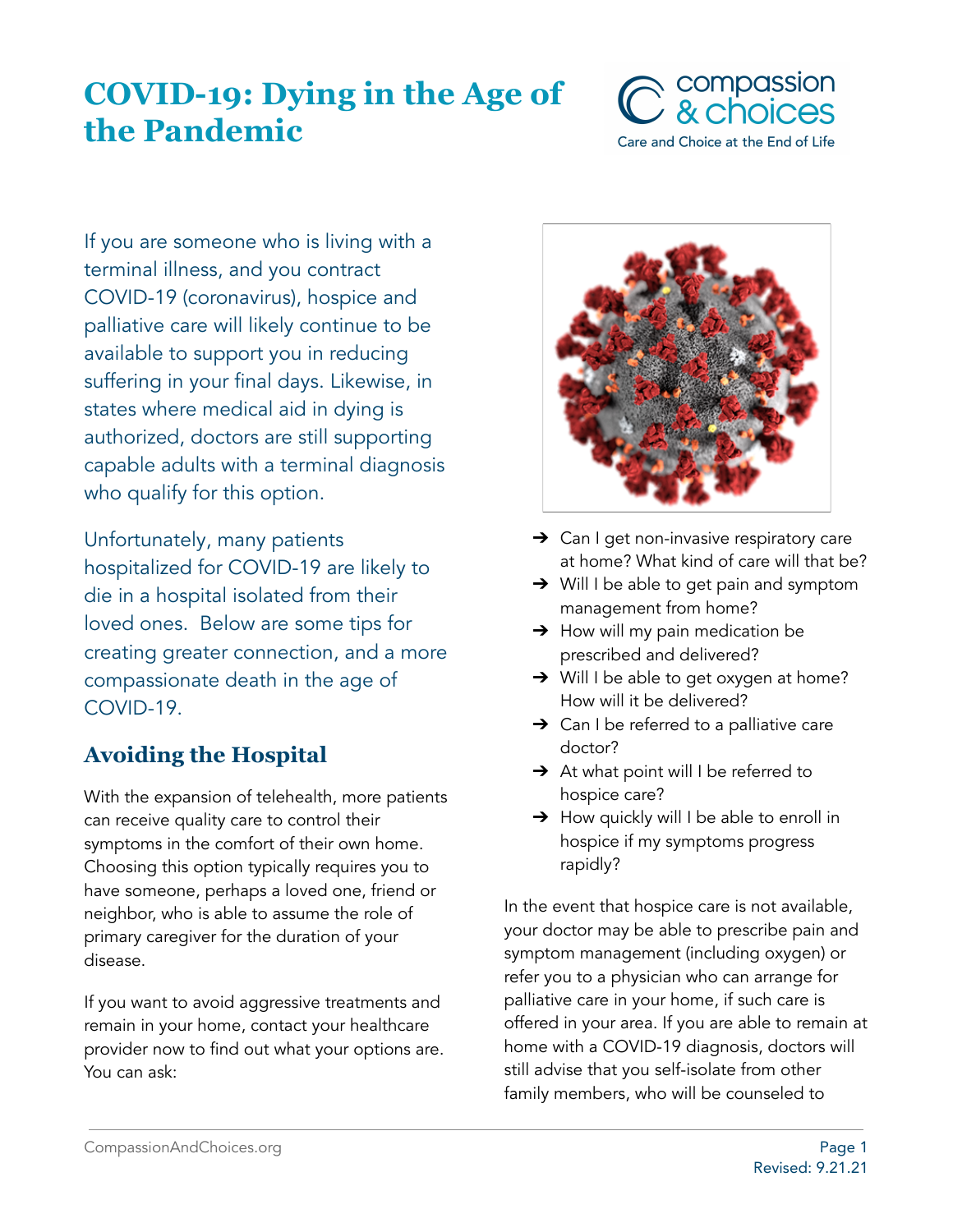# COVID-19: Dying in the Age of the Pandemic

If you are someone who is living with a terminal illness, and you contract COVID-19 (coronavirus), hospice and palliative care will likely continue to be available to support you in reducing suffering in your final days. Likewise, in states where medical aid in dying is authorized, doctors are still supporting capable adults with a terminal diagnosis who qualify for this option.

Unfortunately, many patients hospitalized for COVID-19 are likely to die in a hospital isolated from their loved ones. Below are some tips for creating greater connection, and a more compassionate death in the age of COVID-19.

## Avoiding the Hospital

With the expansion of telehealth, more patients can receive quality care to control their symptoms in the comfort of their own home. Choosing this option typically requires you to have someone, perhaps a loved one, friend or neighbor, who is able to assume the role of primary caregiver for the duration of your disease.

If you want to avoid aggressive treatments and remain in your home, contact your healthcare provider now to find out what your options are. You can ask:

- Can I get non-invasive respiratory care at home? What kind of care will that be?
- Will I be able to get pain and symptom management from home?
- How will my pain medication be prescribed and delivered?
- Will I be able to get oxygen at home? How will it be delivered?
- Can I be referred to a palliative care doctor?
- At what point will I be referred to hospice care?
- How quickly will I be able to enroll in hospice if my symptoms progress rapidly?

In the event that hospice care is not available, your doctor may be able to prescribe pain and symptom management (including oxygen) or refer you to a physician who can arrange for palliative care in your home, if such care is offered in your area. If you are able to remain at home with a COVID-19 diagnosis, doctors will still advise that you self-isolate from other family members, who will be counseled to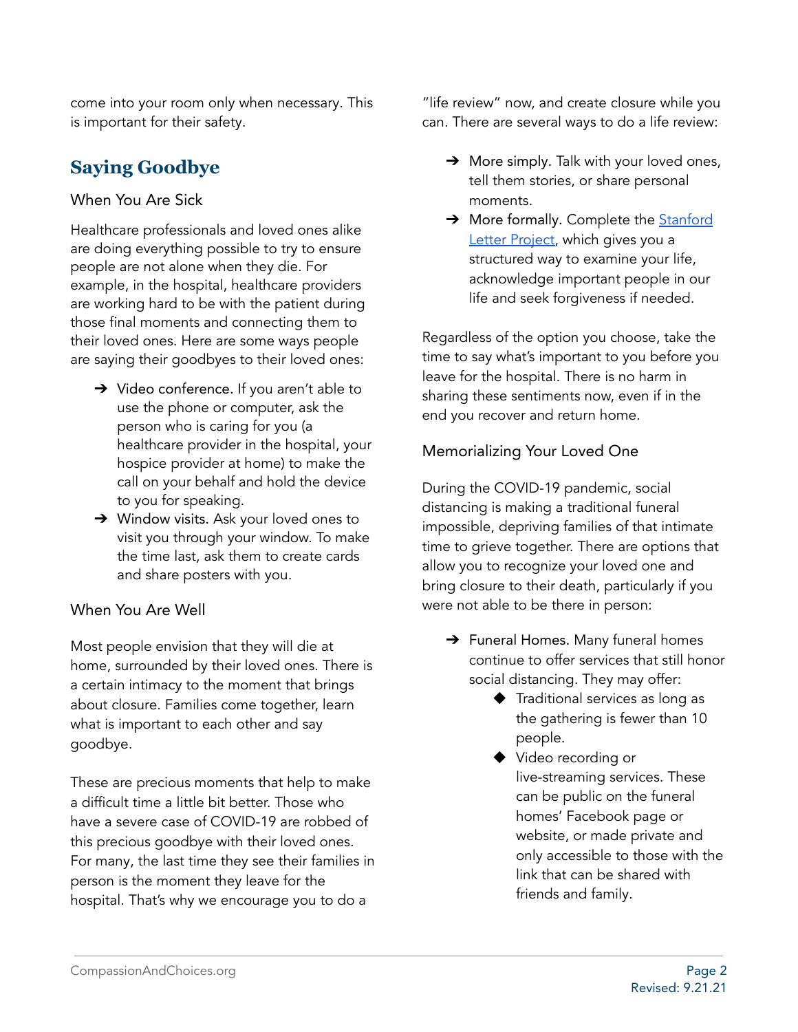come into your room only when necessary. This is important for their safety.

## Saying Goodbye

### When You Are Sick

Healthcare professionals and loved ones alike are doing everything possible to try to ensure people are not alone when they die. For example, in the hospital, healthcare providers are working hard to be with the patient during those final moments and connecting them to their loved ones. Here are some ways people are saying their goodbyes to their loved ones:

- Video conference. If you aren't able to use the phone or computer, ask the person who is caring for you (a healthcare provider in the hospital, your hospice provider at home) to make the call on your behalf and hold the device to you for speaking.
- Window visits. Ask your loved ones to visit you through your window. To make the time last, ask them to create cards and share posters with you.

### When You Are Well

Most people envision that they will die at home, surrounded by their loved ones. There is a certain intimacy to the moment that brings about closure. Families come together, learn what is important to each other and say goodbye.

These are precious moments that help to make a difficult time a little bit better. Those who have a severe case of COVID-19 are robbed of this precious goodbye with their loved ones. For many, the last time they see their families in person is the moment they leave for the hospital. That's why we encourage you to do a "life review" now, and create closure while you can. There are several ways to do a life review:

- More simply. Talk with your loved ones, tell them stories, or share personal moments.
- More formally. Complete the [Stanford Letter Project](), which gives you a structured way to examine your life, acknowledge important people in our life and seek forgiveness if needed.

Regardless of the option you choose, take the time to say what's important to you before you leave for the hospital. There is no harm in sharing these sentiments now, even if in the end you recover and return home.

### Memorializing Your Loved One

During the COVID-19 pandemic, social distancing is making a traditional funeral impossible, depriving families of that intimate time to grieve together. There are options that allow you to recognize your loved one and bring closure to their death, particularly if you were not able to be there in person:

- Funeral Homes. Many funeral homes continue to offer services that still honor social distancing. They may offer:
  - Traditional services as long as the gathering is fewer than 10 people.
  - Video recording or live-streaming services. These can be public on the funeral homes' Facebook page or website, or made private and only accessible to those with the link that can be shared with friends and family.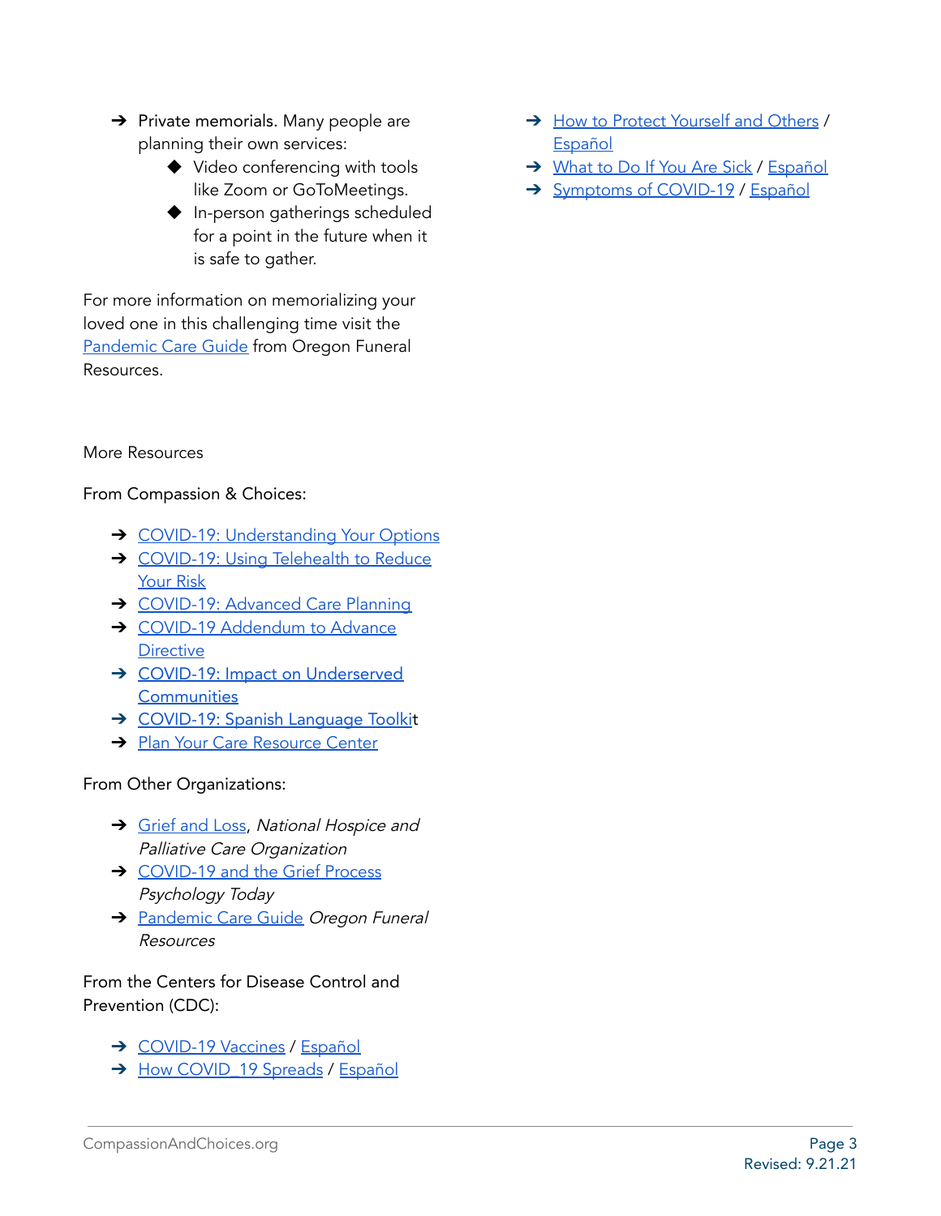- Private memorials. Many people are planning their own services:
  - Video conferencing with tools like Zoom or GoToMeetings.
  - In-person gatherings scheduled for a point in the future when it is safe to gather.

For more information on memorializing your loved one in this challenging time visit the Pandemic Care Guide from Oregon Funeral Resources.

More Resources

From Compassion & Choices:

- COVID-19: Understanding Your Options
- COVID-19: Using Telehealth to Reduce Your Risk
- COVID-19: Advanced Care Planning
- COVID-19 Addendum to Advance Directive
- COVID-19: Impact on Underserved Communities
- COVID-19: Spanish Language Toolkit
- Plan Your Care Resource Center

From Other Organizations:

- Grief and Loss, *National Hospice and Palliative Care Organization*
- COVID-19 and the Grief Process *Psychology Today*
- Pandemic Care Guide *Oregon Funeral Resources*

From the Centers for Disease Control and Prevention (CDC):

- COVID-19 Vaccines / Español
- How COVID_19 Spreads / Español
- How to Protect Yourself and Others / Español
- What to Do If You Are Sick / Español
- Symptoms of COVID-19 / Español